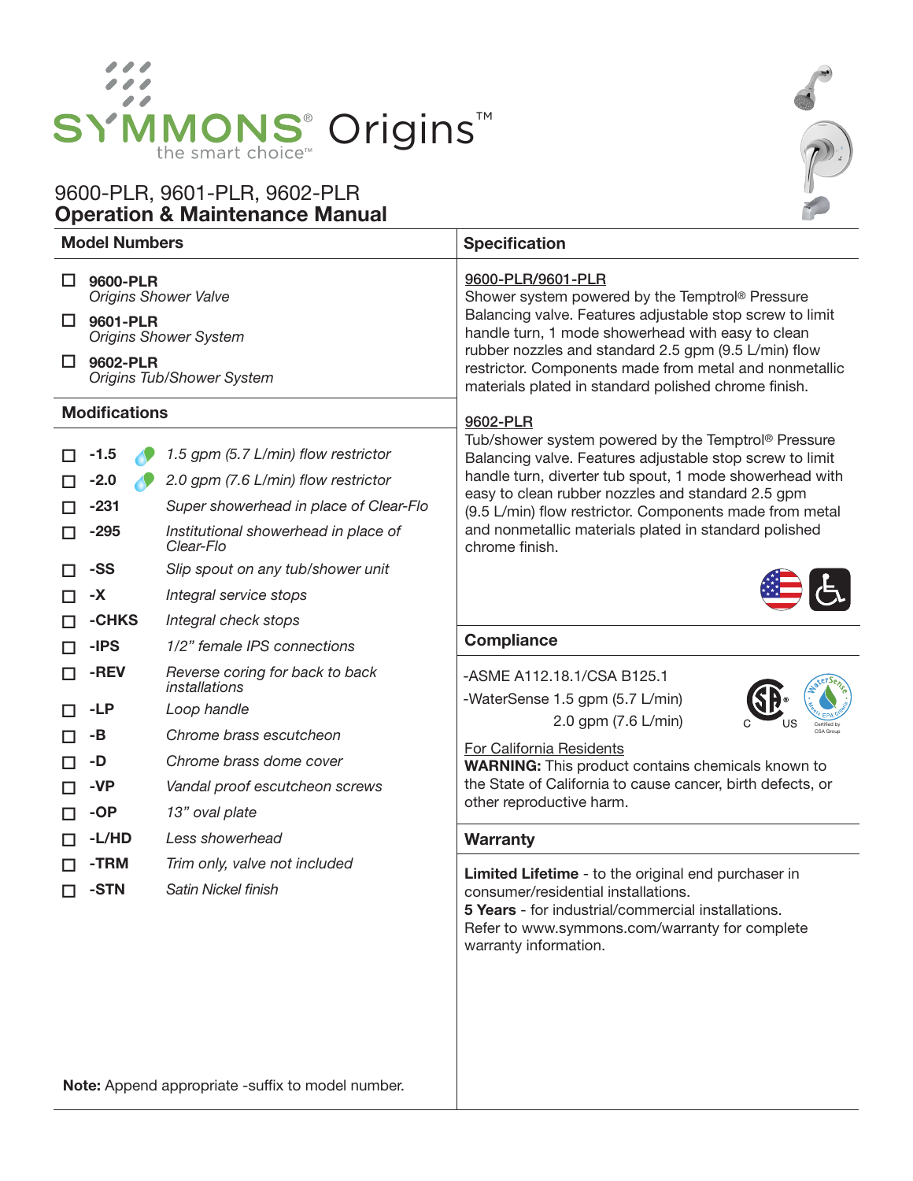# SYMMONS® Origins™

the smart choice™

## 9600-PLR, 9601-PLR, 9602-PLR
## Operation & Maintenance Manual

### Model Numbers

- ☐ **9600-PLR**
  *Origins Shower Valve*
- ☐ **9601-PLR**
  *Origins Shower System*
- ☐ **9602-PLR**
  *Origins Tub/Shower System*

### Modifications

| | | |
|---|---|---|
| ☐ | **-1.5** | *1.5 gpm (5.7 L/min) flow restrictor* |
| ☐ | **-2.0** | *2.0 gpm (7.6 L/min) flow restrictor* |
| ☐ | **-231** | *Super showerhead in place of Clear-Flo* |
| ☐ | **-295** | *Institutional showerhead in place of Clear-Flo* |
| ☐ | **-SS** | *Slip spout on any tub/shower unit* |
| ☐ | **-X** | *Integral service stops* |
| ☐ | **-CHKS** | *Integral check stops* |
| ☐ | **-IPS** | *1/2" female IPS connections* |
| ☐ | **-REV** | *Reverse coring for back to back installations* |
| ☐ | **-LP** | *Loop handle* |
| ☐ | **-B** | *Chrome brass escutcheon* |
| ☐ | **-D** | *Chrome brass dome cover* |
| ☐ | **-VP** | *Vandal proof escutcheon screws* |
| ☐ | **-OP** | *13" oval plate* |
| ☐ | **-L/HD** | *Less showerhead* |
| ☐ | **-TRM** | *Trim only, valve not included* |
| ☐ | **-STN** | *Satin Nickel finish* |

**Note:** Append appropriate -suffix to model number.

### Specification

9600-PLR/9601-PLR
Shower system powered by the Temptrol® Pressure Balancing valve. Features adjustable stop screw to limit handle turn, 1 mode showerhead with easy to clean rubber nozzles and standard 2.5 gpm (9.5 L/min) flow restrictor. Components made from metal and nonmetallic materials plated in standard polished chrome finish.

9602-PLR
Tub/shower system powered by the Temptrol® Pressure Balancing valve. Features adjustable stop screw to limit handle turn, diverter tub spout, 1 mode showerhead with easy to clean rubber nozzles and standard 2.5 gpm (9.5 L/min) flow restrictor. Components made from metal and nonmetallic materials plated in standard polished chrome finish.

### Compliance

-ASME A112.18.1/CSA B125.1
-WaterSense 1.5 gpm (5.7 L/min)
2.0 gpm (7.6 L/min)

For California Residents
**WARNING:** This product contains chemicals known to the State of California to cause cancer, birth defects, or other reproductive harm.

### Warranty

**Limited Lifetime** - to the original end purchaser in consumer/residential installations.
**5 Years** - for industrial/commercial installations.
Refer to www.symmons.com/warranty for complete warranty information.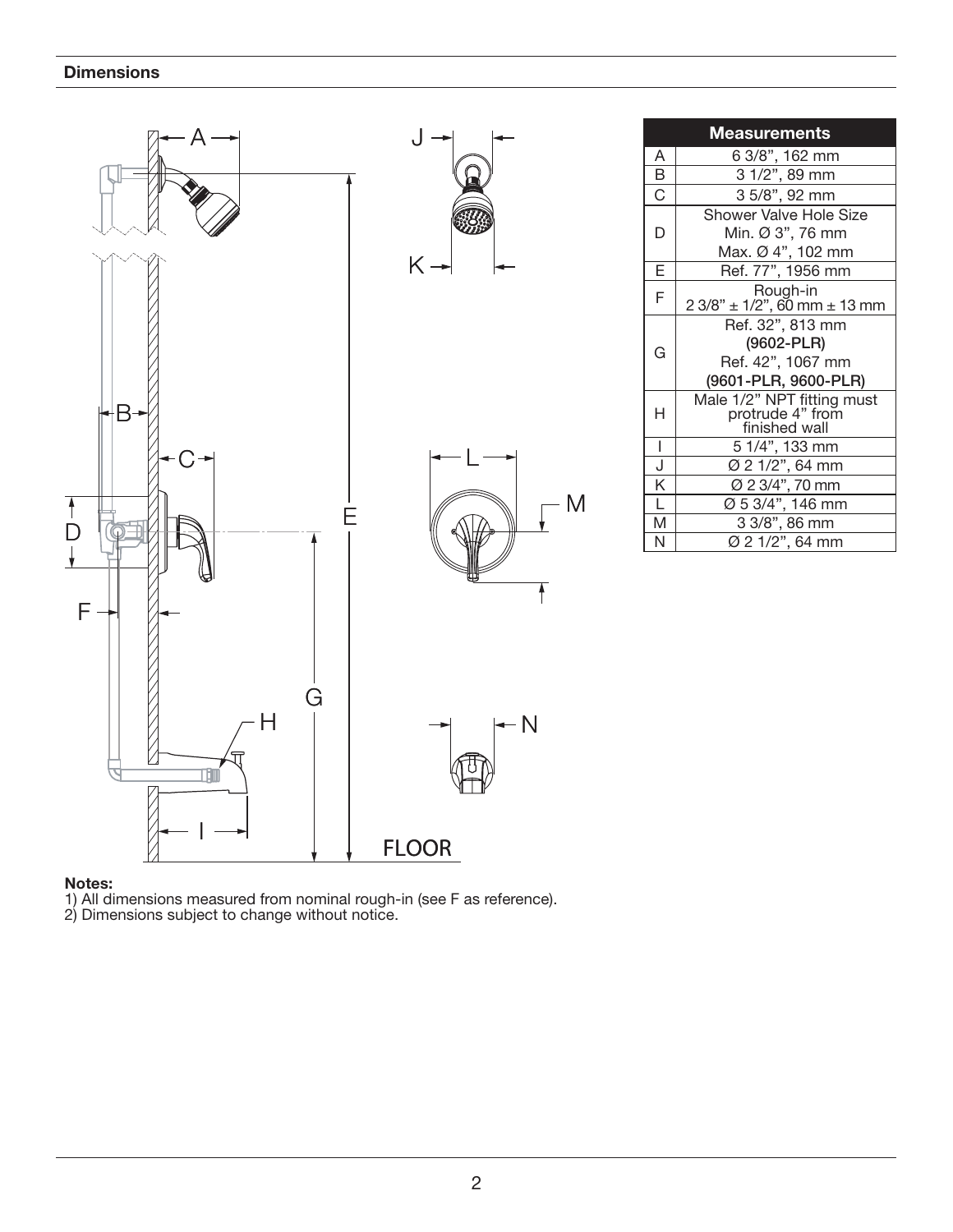## Dimensions

| | Measurements |
|---|---|
| A | 6 3/8", 162 mm |
| B | 3 1/2", 89 mm |
| C | 3 5/8", 92 mm |
| D | Shower Valve Hole Size<br>Min. Ø 3", 76 mm<br>Max. Ø 4", 102 mm |
| E | Ref. 77", 1956 mm |
| F | Rough-in<br>2 3/8" ± 1/2", 60 mm ± 13 mm |
| G | Ref. 32", 813 mm<br>**(9602-PLR)**<br>Ref. 42", 1067 mm<br>**(9601-PLR, 9600-PLR)** |
| H | Male 1/2" NPT fitting must protrude 4" from finished wall |
| I | 5 1/4", 133 mm |
| J | Ø 2 1/2", 64 mm |
| K | Ø 2 3/4", 70 mm |
| L | Ø 5 3/4", 146 mm |
| M | 3 3/8", 86 mm |
| N | Ø 2 1/2", 64 mm |

**Notes:**
1) All dimensions measured from nominal rough-in (see F as reference).
2) Dimensions subject to change without notice.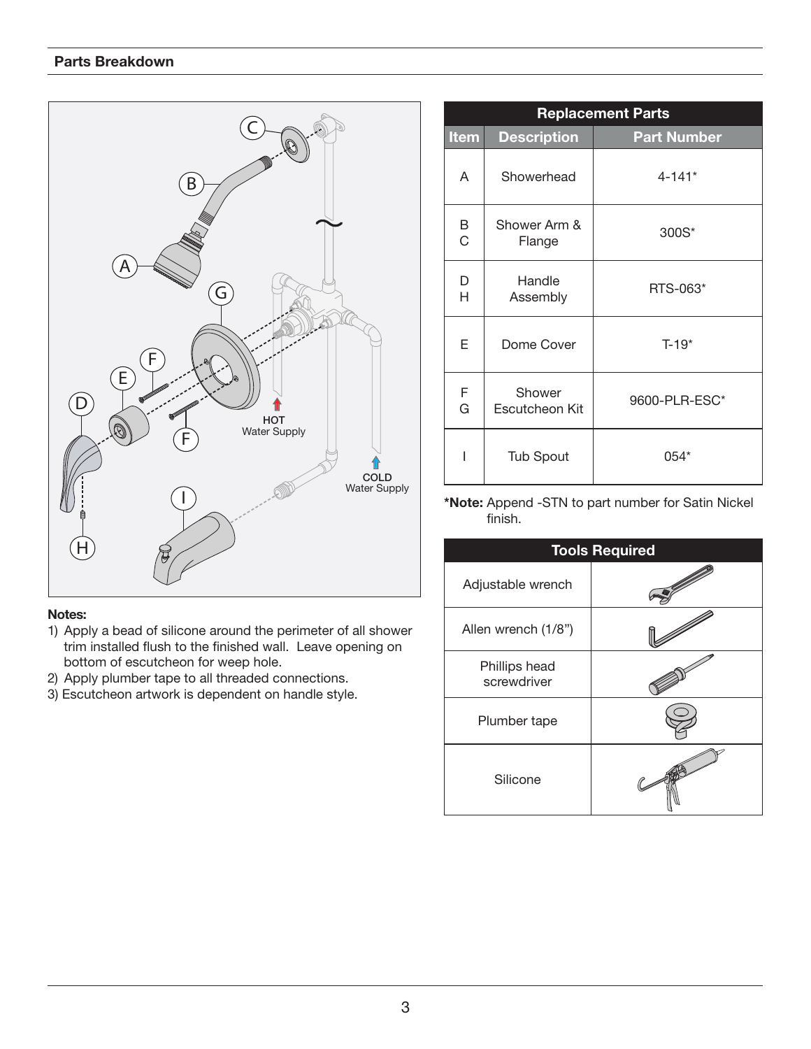## Parts Breakdown

| Replacement Parts | | |
|---|---|---|
| **Item** | **Description** | **Part Number** |
| A | Showerhead | 4-141* |
| B<br>C | Shower Arm & Flange | 300S* |
| D<br>H | Handle Assembly | RTS-063* |
| E | Dome Cover | T-19* |
| F<br>G | Shower Escutcheon Kit | 9600-PLR-ESC* |
| I | Tub Spout | 054* |

**\*Note:** Append -STN to part number for Satin Nickel finish.

| Tools Required | |
|---|---|
| Adjustable wrench | |
| Allen wrench (1/8") | |
| Phillips head screwdriver | |
| Plumber tape | |
| Silicone | |

**Notes:**

1) Apply a bead of silicone around the perimeter of all shower trim installed flush to the finished wall. Leave opening on bottom of escutcheon for weep hole.
2) Apply plumber tape to all threaded connections.
3) Escutcheon artwork is dependent on handle style.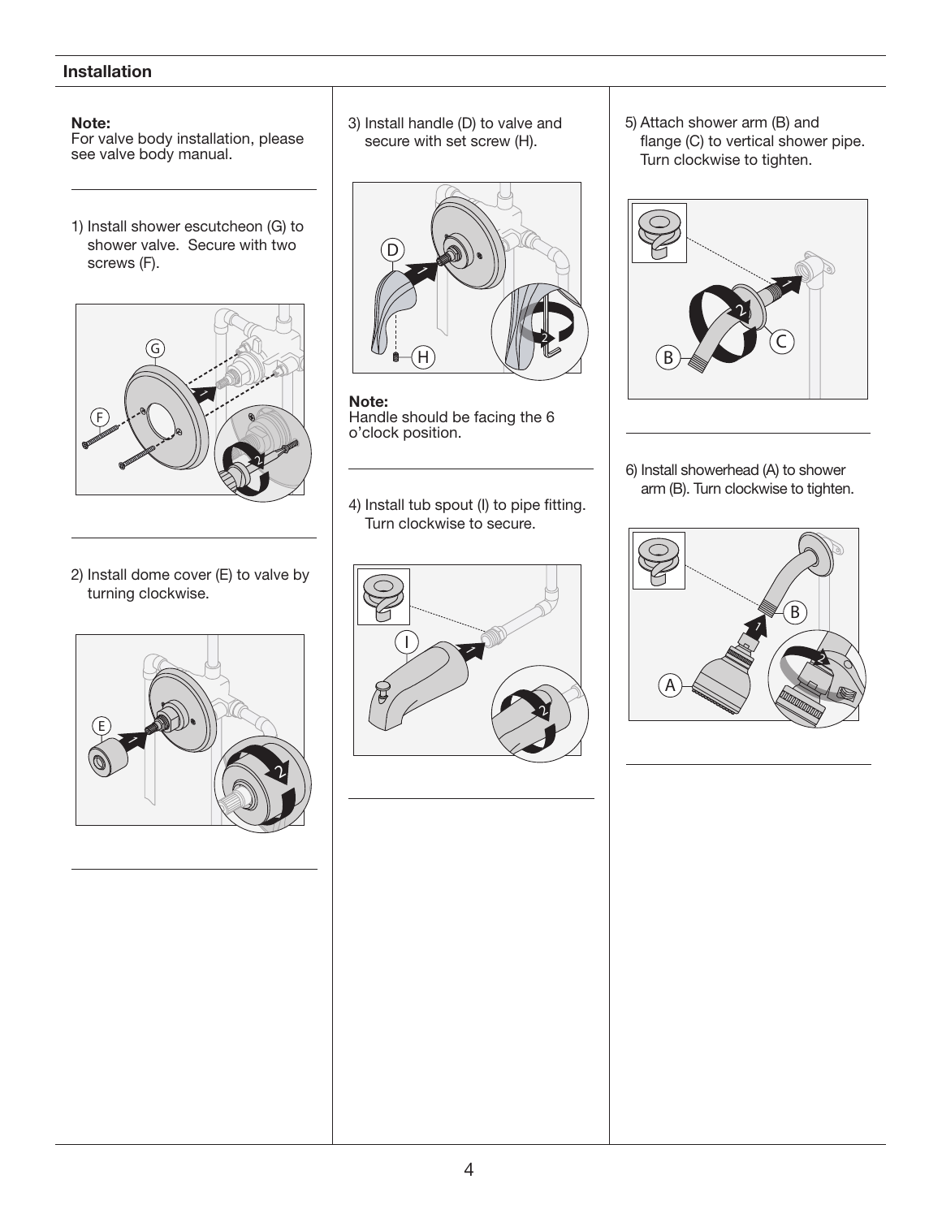## Installation

**Note:**
For valve body installation, please see valve body manual.

1) Install shower escutcheon (G) to shower valve. Secure with two screws (F).

2) Install dome cover (E) to valve by turning clockwise.

3) Install handle (D) to valve and secure with set screw (H).

**Note:**
Handle should be facing the 6 o'clock position.

4) Install tub spout (I) to pipe fitting. Turn clockwise to secure.

5) Attach shower arm (B) and flange (C) to vertical shower pipe. Turn clockwise to tighten.

6) Install showerhead (A) to shower arm (B). Turn clockwise to tighten.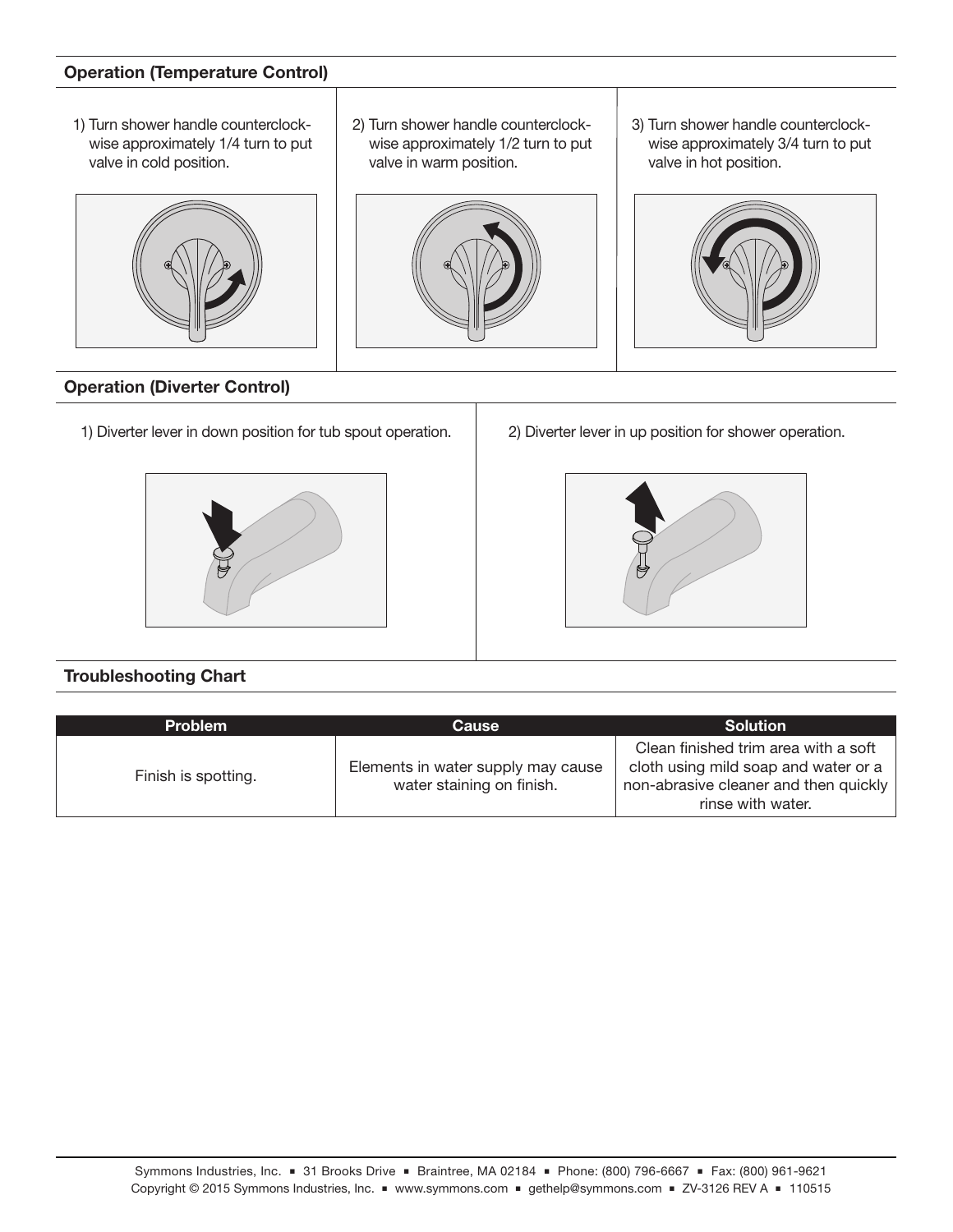## Operation (Temperature Control)

1) Turn shower handle counterclockwise approximately 1/4 turn to put valve in cold position.

2) Turn shower handle counterclockwise approximately 1/2 turn to put valve in warm position.

3) Turn shower handle counterclockwise approximately 3/4 turn to put valve in hot position.

## Operation (Diverter Control)

1) Diverter lever in down position for tub spout operation.

2) Diverter lever in up position for shower operation.

## Troubleshooting Chart

| Problem | Cause | Solution |
| --- | --- | --- |
| Finish is spotting. | Elements in water supply may cause water staining on finish. | Clean finished trim area with a soft cloth using mild soap and water or a non-abrasive cleaner and then quickly rinse with water. |

Symmons Industries, Inc. ▪ 31 Brooks Drive ▪ Braintree, MA 02184 ▪ Phone: (800) 796-6667 ▪ Fax: (800) 961-9621
Copyright © 2015 Symmons Industries, Inc. ▪ www.symmons.com ▪ gethelp@symmons.com ▪ ZV-3126 REV A ▪ 110515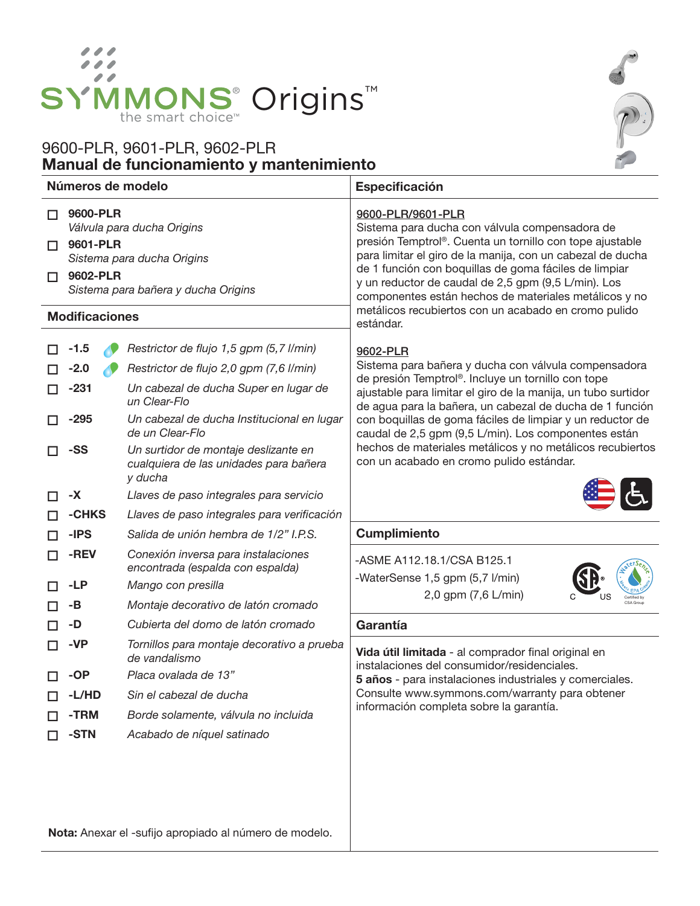# SYMMONS® Origins™

the smart choice™

## 9600-PLR, 9601-PLR, 9602-PLR
## Manual de funcionamiento y mantenimiento

### Números de modelo

- ☐ **9600-PLR**
  *Válvula para ducha Origins*
- ☐ **9601-PLR**
  *Sistema para ducha Origins*
- ☐ **9602-PLR**
  *Sistema para bañera y ducha Origins*

### Modificaciones

| | | |
|---|---|---|
| ☐ | **-1.5** | *Restrictor de flujo 1,5 gpm (5,7 l/min)* |
| ☐ | **-2.0** | *Restrictor de flujo 2,0 gpm (7,6 l/min)* |
| ☐ | **-231** | *Un cabezal de ducha Super en lugar de un Clear-Flo* |
| ☐ | **-295** | *Un cabezal de ducha Institucional en lugar de un Clear-Flo* |
| ☐ | **-SS** | *Un surtidor de montaje deslizante en cualquiera de las unidades para bañera y ducha* |
| ☐ | **-X** | *Llaves de paso integrales para servicio* |
| ☐ | **-CHKS** | *Llaves de paso integrales para verificación* |
| ☐ | **-IPS** | *Salida de unión hembra de 1/2" I.P.S.* |
| ☐ | **-REV** | *Conexión inversa para instalaciones encontrada (espalda con espalda)* |
| ☐ | **-LP** | *Mango con presilla* |
| ☐ | **-B** | *Montaje decorativo de latón cromado* |
| ☐ | **-D** | *Cubierta del domo de latón cromado* |
| ☐ | **-VP** | *Tornillos para montaje decorativo a prueba de vandalismo* |
| ☐ | **-OP** | *Placa ovalada de 13"* |
| ☐ | **-L/HD** | *Sin el cabezal de ducha* |
| ☐ | **-TRM** | *Borde solamente, válvula no incluida* |
| ☐ | **-STN** | *Acabado de níquel satinado* |

**Nota:** Anexar el -sufijo apropiado al número de modelo.

### Especificación

<u>9600-PLR/9601-PLR</u>
Sistema para ducha con válvula compensadora de presión Temptrol®. Cuenta un tornillo con tope ajustable para limitar el giro de la manija, con un cabezal de ducha de 1 función con boquillas de goma fáciles de limpiar y un reductor de caudal de 2,5 gpm (9,5 L/min). Los componentes están hechos de materiales metálicos y no metálicos recubiertos con un acabado en cromo pulido estándar.

<u>9602-PLR</u>
Sistema para bañera y ducha con válvula compensadora de presión Temptrol®. Incluye un tornillo con tope ajustable para limitar el giro de la manija, un tubo surtidor de agua para la bañera, un cabezal de ducha de 1 función con boquillas de goma fáciles de limpiar y un reductor de caudal de 2,5 gpm (9,5 L/min). Los componentes están hechos de materiales metálicos y no metálicos recubiertos con un acabado en cromo pulido estándar.

### Cumplimiento

-ASME A112.18.1/CSA B125.1
-WaterSense 1,5 gpm (5,7 l/min)
2,0 gpm (7,6 L/min)

### Garantía

**Vida útil limitada** - al comprador final original en instalaciones del consumidor/residenciales.
**5 años** - para instalaciones industriales y comerciales.
Consulte www.symmons.com/warranty para obtener información completa sobre la garantía.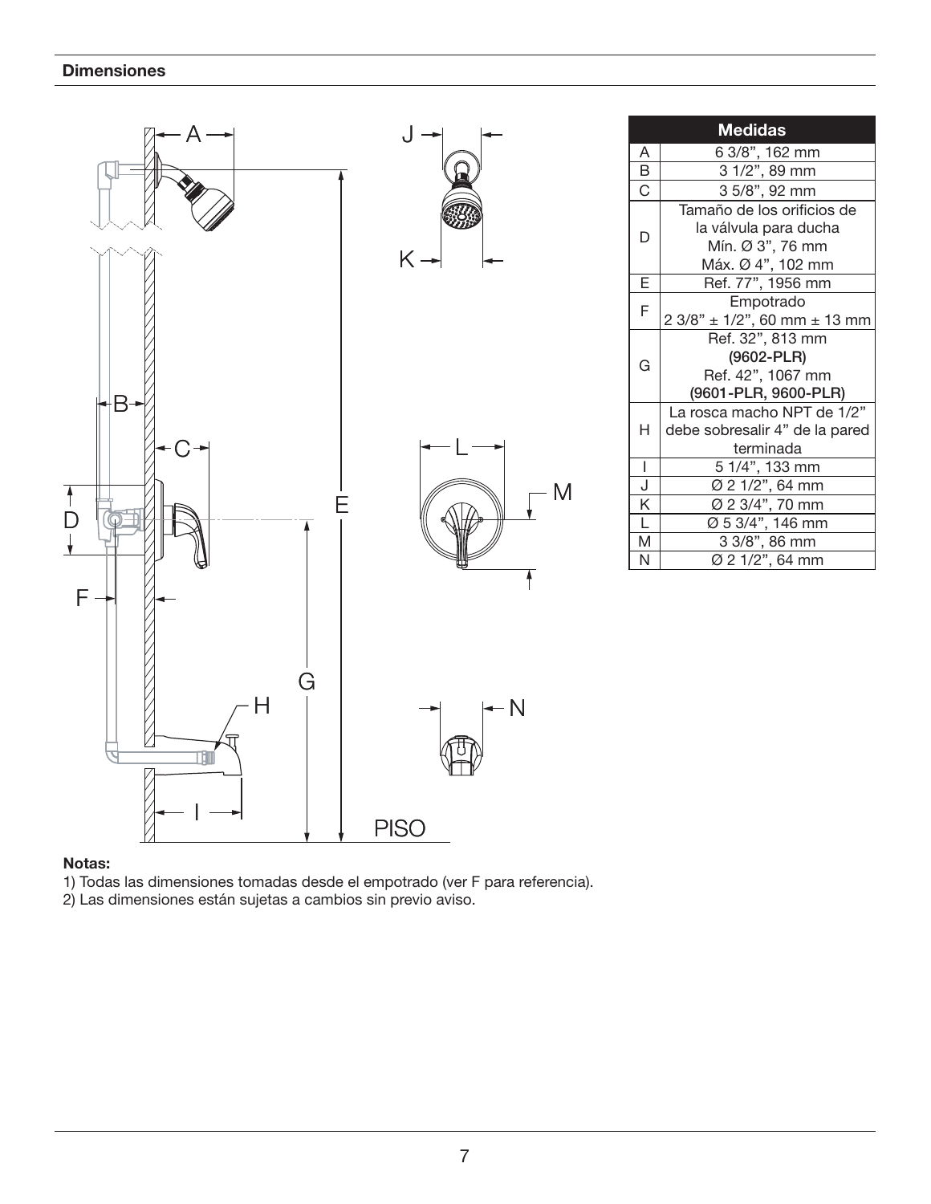## Dimensiones

| | Medidas |
|---|---|
| A | 6 3/8", 162 mm |
| B | 3 1/2", 89 mm |
| C | 3 5/8", 92 mm |
| D | Tamaño de los orificios de la válvula para ducha Mín. Ø 3", 76 mm Máx. Ø 4", 102 mm |
| E | Ref. 77", 1956 mm |
| F | Empotrado 2 3/8" ± 1/2", 60 mm ± 13 mm |
| G | Ref. 32", 813 mm **(9602-PLR)** Ref. 42", 1067 mm **(9601-PLR, 9600-PLR)** |
| H | La rosca macho NPT de 1/2" debe sobresalir 4" de la pared terminada |
| I | 5 1/4", 133 mm |
| J | Ø 2 1/2", 64 mm |
| K | Ø 2 3/4", 70 mm |
| L | Ø 5 3/4", 146 mm |
| M | 3 3/8", 86 mm |
| N | Ø 2 1/2", 64 mm |

**Notas:**

1) Todas las dimensiones tomadas desde el empotrado (ver F para referencia).
2) Las dimensiones están sujetas a cambios sin previo aviso.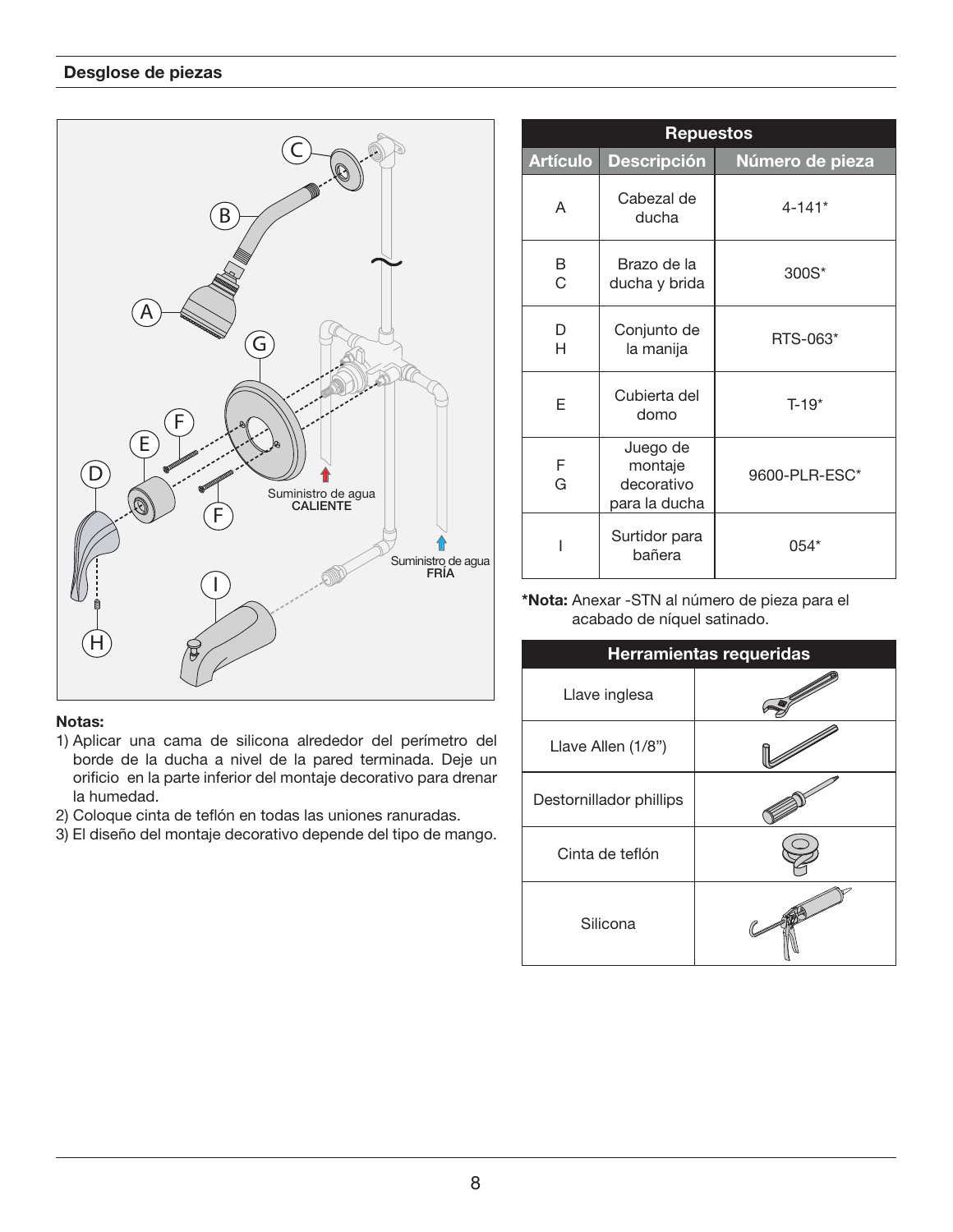## Desglose de piezas

| Repuestos | | |
|---|---|---|
| **Artículo** | **Descripción** | **Número de pieza** |
| A | Cabezal de ducha | 4-141* |
| B<br>C | Brazo de la ducha y brida | 300S* |
| D<br>H | Conjunto de la manija | RTS-063* |
| E | Cubierta del domo | T-19* |
| F<br>G | Juego de montaje decorativo para la ducha | 9600-PLR-ESC* |
| I | Surtidor para bañera | 054* |

***Nota:** Anexar -STN al número de pieza para el acabado de níquel satinado.

| Herramientas requeridas |
|---|
| Llave inglesa |
| Llave Allen (1/8") |
| Destornillador phillips |
| Cinta de teflón |
| Silicona |

**Notas:**

1) Aplicar una cama de silicona alrededor del perímetro del borde de la ducha a nivel de la pared terminada. Deje un orificio en la parte inferior del montaje decorativo para drenar la humedad.
2) Coloque cinta de teflón en todas las uniones ranuradas.
3) El diseño del montaje decorativo depende del tipo de mango.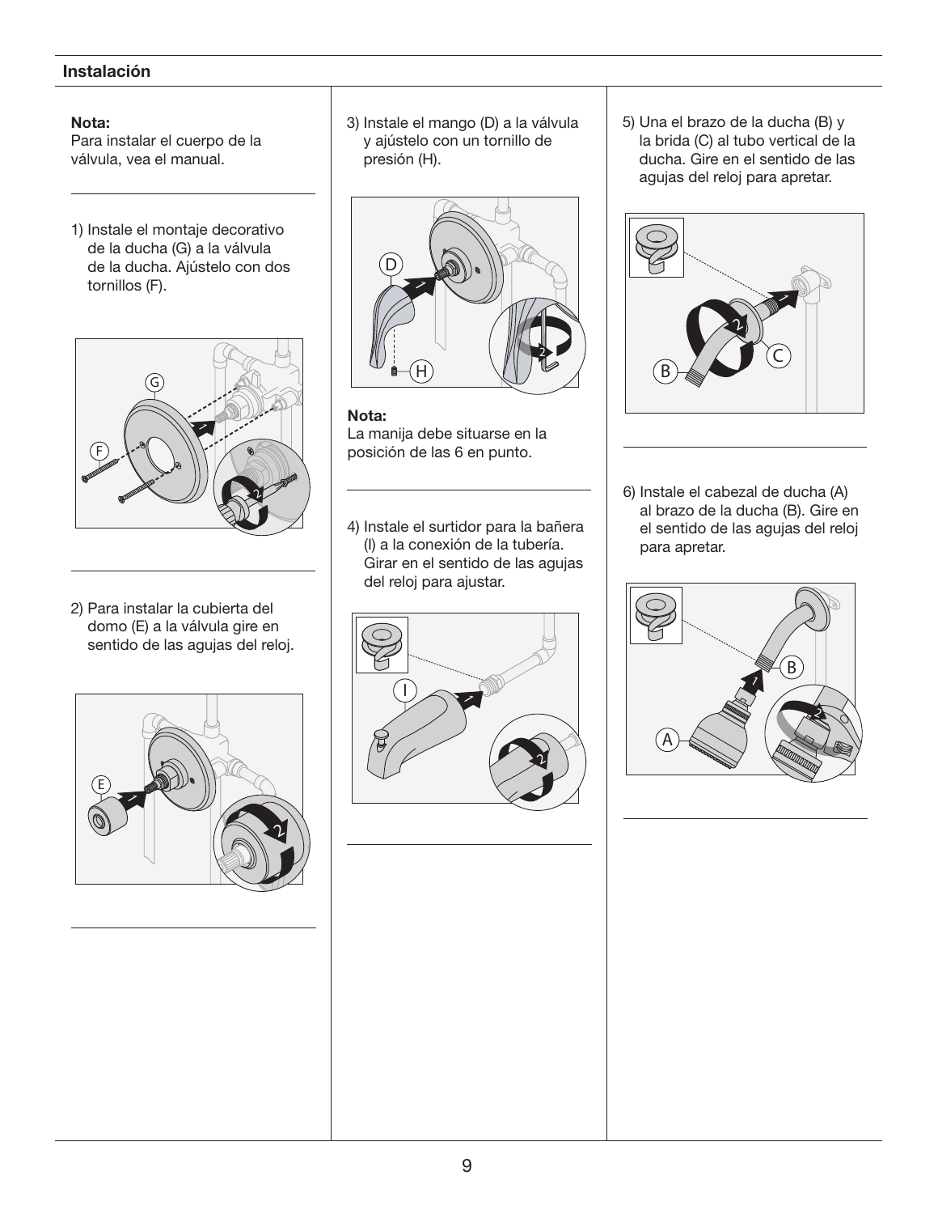## Instalación

**Nota:**
Para instalar el cuerpo de la válvula, vea el manual.

1) Instale el montaje decorativo de la ducha (G) a la válvula de la ducha. Ajústelo con dos tornillos (F).

2) Para instalar la cubierta del domo (E) a la válvula gire en sentido de las agujas del reloj.

3) Instale el mango (D) a la válvula y ajústelo con un tornillo de presión (H).

**Nota:**
La manija debe situarse en la posición de las 6 en punto.

4) Instale el surtidor para la bañera (I) a la conexión de la tubería. Girar en el sentido de las agujas del reloj para ajustar.

5) Una el brazo de la ducha (B) y la brida (C) al tubo vertical de la ducha. Gire en el sentido de las agujas del reloj para apretar.

6) Instale el cabezal de ducha (A) al brazo de la ducha (B). Gire en el sentido de las agujas del reloj para apretar.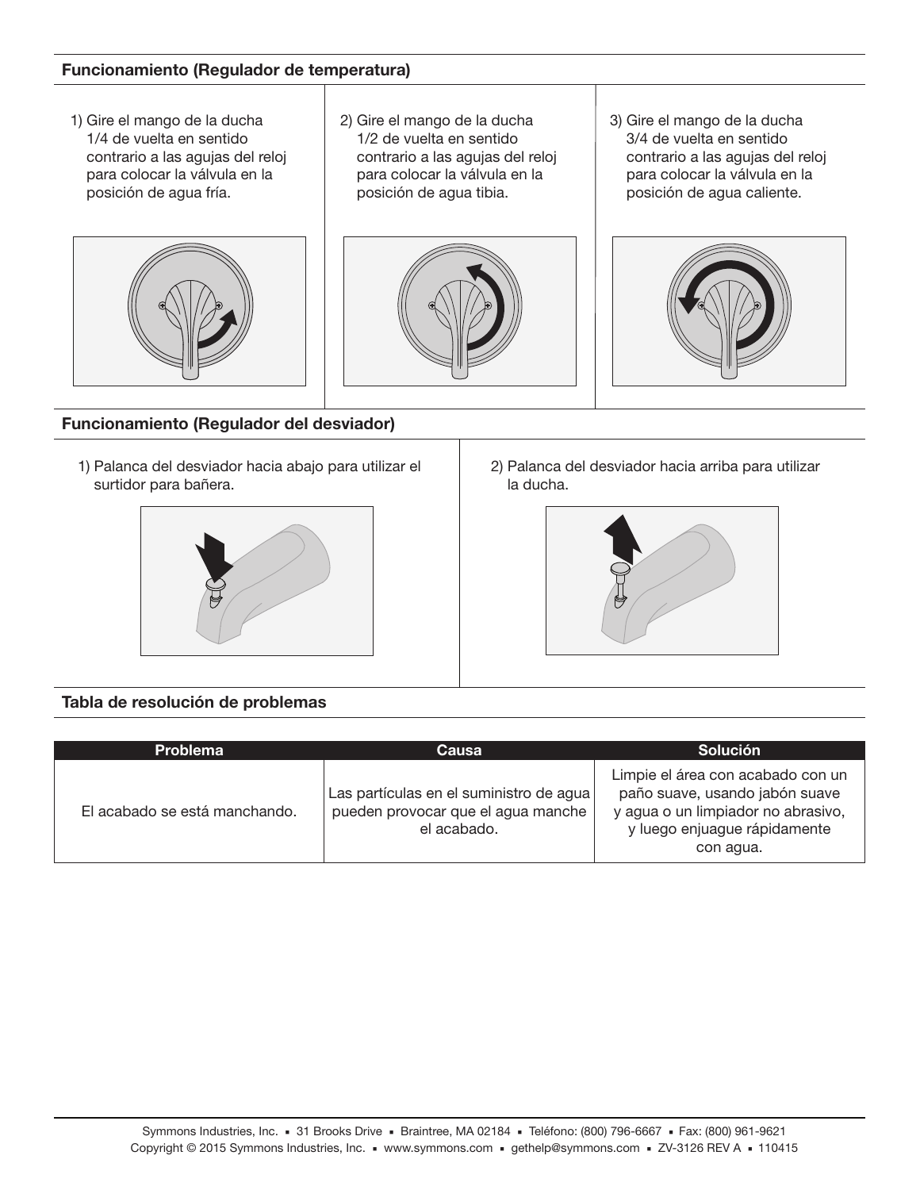## Funcionamiento (Regulador de temperatura)

1) Gire el mango de la ducha 1/4 de vuelta en sentido contrario a las agujas del reloj para colocar la válvula en la posición de agua fría.

2) Gire el mango de la ducha 1/2 de vuelta en sentido contrario a las agujas del reloj para colocar la válvula en la posición de agua tibia.

3) Gire el mango de la ducha 3/4 de vuelta en sentido contrario a las agujas del reloj para colocar la válvula en la posición de agua caliente.

## Funcionamiento (Regulador del desviador)

1) Palanca del desviador hacia abajo para utilizar el surtidor para bañera.

2) Palanca del desviador hacia arriba para utilizar la ducha.

## Tabla de resolución de problemas

| Problema | Causa | Solución |
|---|---|---|
| El acabado se está manchando. | Las partículas en el suministro de agua pueden provocar que el agua manche el acabado. | Limpie el área con acabado con un paño suave, usando jabón suave y agua o un limpiador no abrasivo, y luego enjuague rápidamente con agua. |

Symmons Industries, Inc. ▪ 31 Brooks Drive ▪ Braintree, MA 02184 ▪ Teléfono: (800) 796-6667 ▪ Fax: (800) 961-9621
Copyright © 2015 Symmons Industries, Inc. ▪ www.symmons.com ▪ gethelp@symmons.com ▪ ZV-3126 REV A ▪ 110415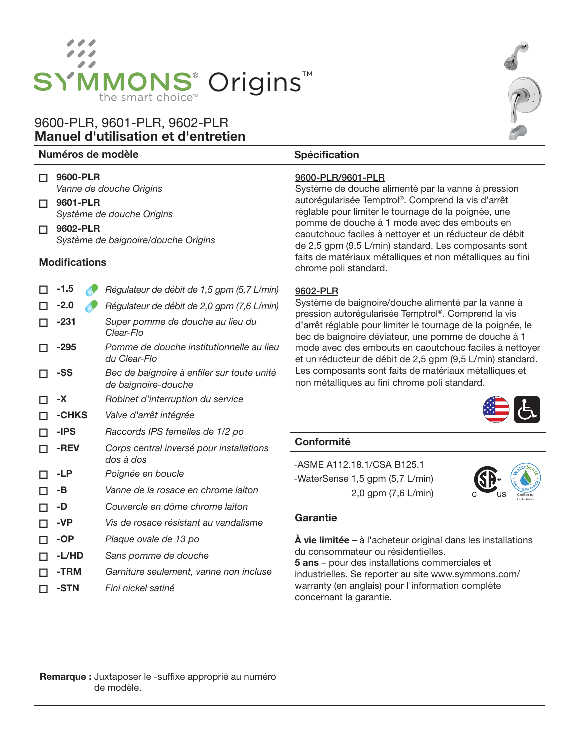# SYMMONS® Origins™

the smart choice™

## 9600-PLR, 9601-PLR, 9602-PLR
## Manuel d'utilisation et d'entretien

### Numéros de modèle

- ☐ **9600-PLR**
  *Vanne de douche Origins*
- ☐ **9601-PLR**
  *Système de douche Origins*
- ☐ **9602-PLR**
  *Système de baignoire/douche Origins*

### Modifications

| | Suffixe | Description |
|---|---|---|
| ☐ | **-1.5** | *Régulateur de débit de 1,5 gpm (5,7 L/min)* |
| ☐ | **-2.0** | *Régulateur de débit de 2,0 gpm (7,6 L/min)* |
| ☐ | **-231** | *Super pomme de douche au lieu du Clear-Flo* |
| ☐ | **-295** | *Pomme de douche institutionnelle au lieu du Clear-Flo* |
| ☐ | **-SS** | *Bec de baignoire à enfiler sur toute unité de baignoire-douche* |
| ☐ | **-X** | *Robinet d'interruption du service* |
| ☐ | **-CHKS** | *Valve d'arrêt intégrée* |
| ☐ | **-IPS** | *Raccords IPS femelles de 1/2 po* |
| ☐ | **-REV** | *Corps central inversé pour installations dos à dos* |
| ☐ | **-LP** | *Poignée en boucle* |
| ☐ | **-B** | *Vanne de la rosace en chrome laiton* |
| ☐ | **-D** | *Couvercle en dôme chrome laiton* |
| ☐ | **-VP** | *Vis de rosace résistant au vandalisme* |
| ☐ | **-OP** | *Plaque ovale de 13 po* |
| ☐ | **-L/HD** | *Sans pomme de douche* |
| ☐ | **-TRM** | *Garniture seulement, vanne non incluse* |
| ☐ | **-STN** | *Fini nickel satiné* |

**Remarque :** Juxtaposer le -suffixe approprié au numéro de modèle.

### Spécification

<u>9600-PLR/9601-PLR</u>
Système de douche alimenté par la vanne à pression autorégularisée Temptrol®. Comprend la vis d'arrêt réglable pour limiter le tournage de la poignée, une pomme de douche à 1 mode avec des embouts en caoutchouc faciles à nettoyer et un réducteur de débit de 2,5 gpm (9,5 L/min) standard. Les composants sont faits de matériaux métalliques et non métalliques au fini chrome poli standard.

<u>9602-PLR</u>
Système de baignoire/douche alimenté par la vanne à pression autorégularisée Temptrol®. Comprend la vis d'arrêt réglable pour limiter le tournage de la poignée, le bec de baignoire déviateur, une pomme de douche à 1 mode avec des embouts en caoutchouc faciles à nettoyer et un réducteur de débit de 2,5 gpm (9,5 L/min) standard. Les composants sont faits de matériaux métalliques et non métalliques au fini chrome poli standard.

### Conformité

-ASME A112.18.1/CSA B125.1
-WaterSense 1,5 gpm (5,7 L/min)
2,0 gpm (7,6 L/min)

### Garantie

**À vie limitée** – à l'acheteur original dans les installations du consommateur ou résidentielles.
**5 ans** – pour des installations commerciales et industrielles. Se reporter au site www.symmons.com/warranty (en anglais) pour l'information complète concernant la garantie.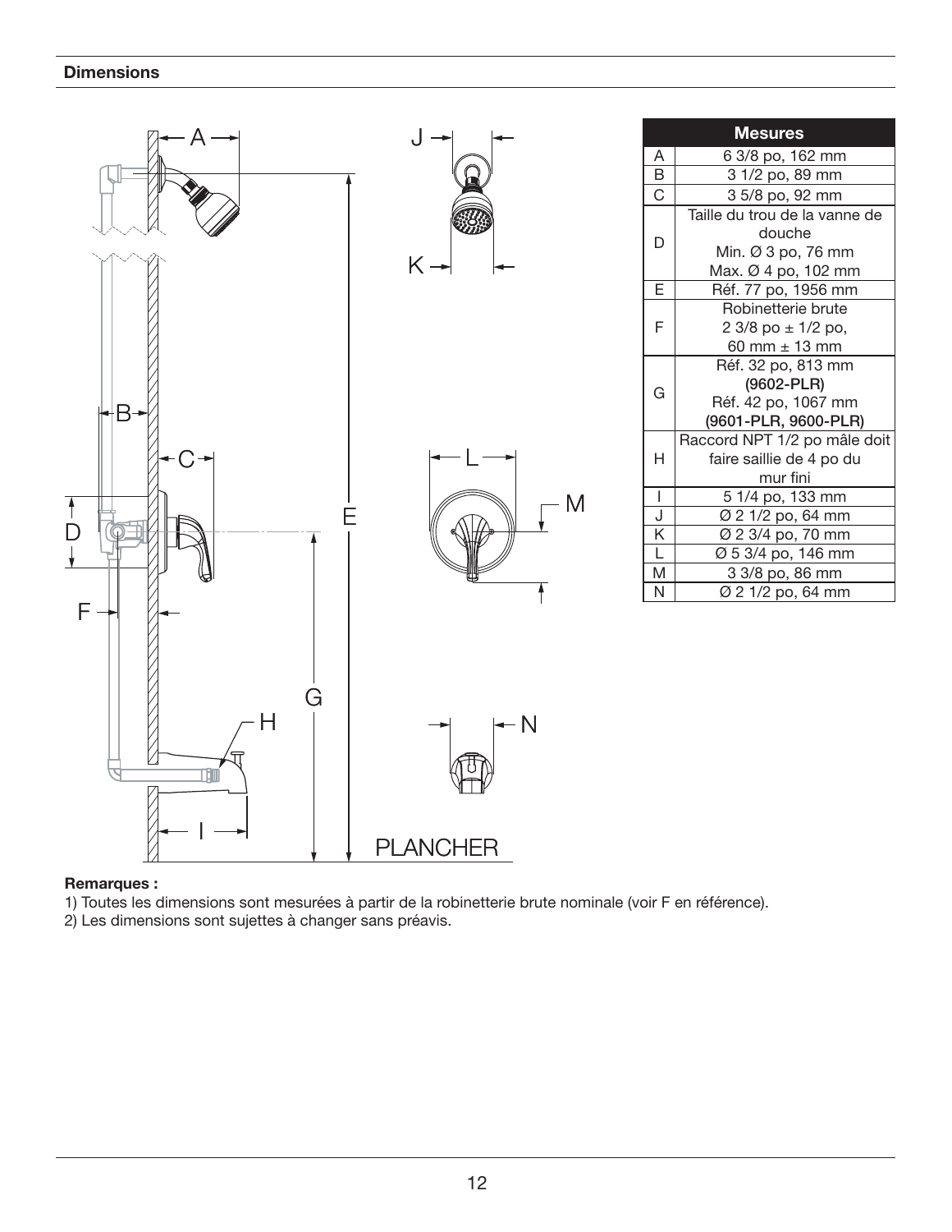## Dimensions

| Mesures | |
|---|---|
| A | 6 3/8 po, 162 mm |
| B | 3 1/2 po, 89 mm |
| C | 3 5/8 po, 92 mm |
| D | Taille du trou de la vanne de douche<br>Min. Ø 3 po, 76 mm<br>Max. Ø 4 po, 102 mm |
| E | Réf. 77 po, 1956 mm |
| F | Robinetterie brute<br>2 3/8 po ± 1/2 po,<br>60 mm ± 13 mm |
| G | Réf. 32 po, 813 mm<br>**(9602-PLR)**<br>Réf. 42 po, 1067 mm<br>**(9601-PLR, 9600-PLR)** |
| H | Raccord NPT 1/2 po mâle doit faire saillie de 4 po du mur fini |
| I | 5 1/4 po, 133 mm |
| J | Ø 2 1/2 po, 64 mm |
| K | Ø 2 3/4 po, 70 mm |
| L | Ø 5 3/4 po, 146 mm |
| M | 3 3/8 po, 86 mm |
| N | Ø 2 1/2 po, 64 mm |

**Remarques :**

1) Toutes les dimensions sont mesurées à partir de la robinetterie brute nominale (voir F en référence).
2) Les dimensions sont sujettes à changer sans préavis.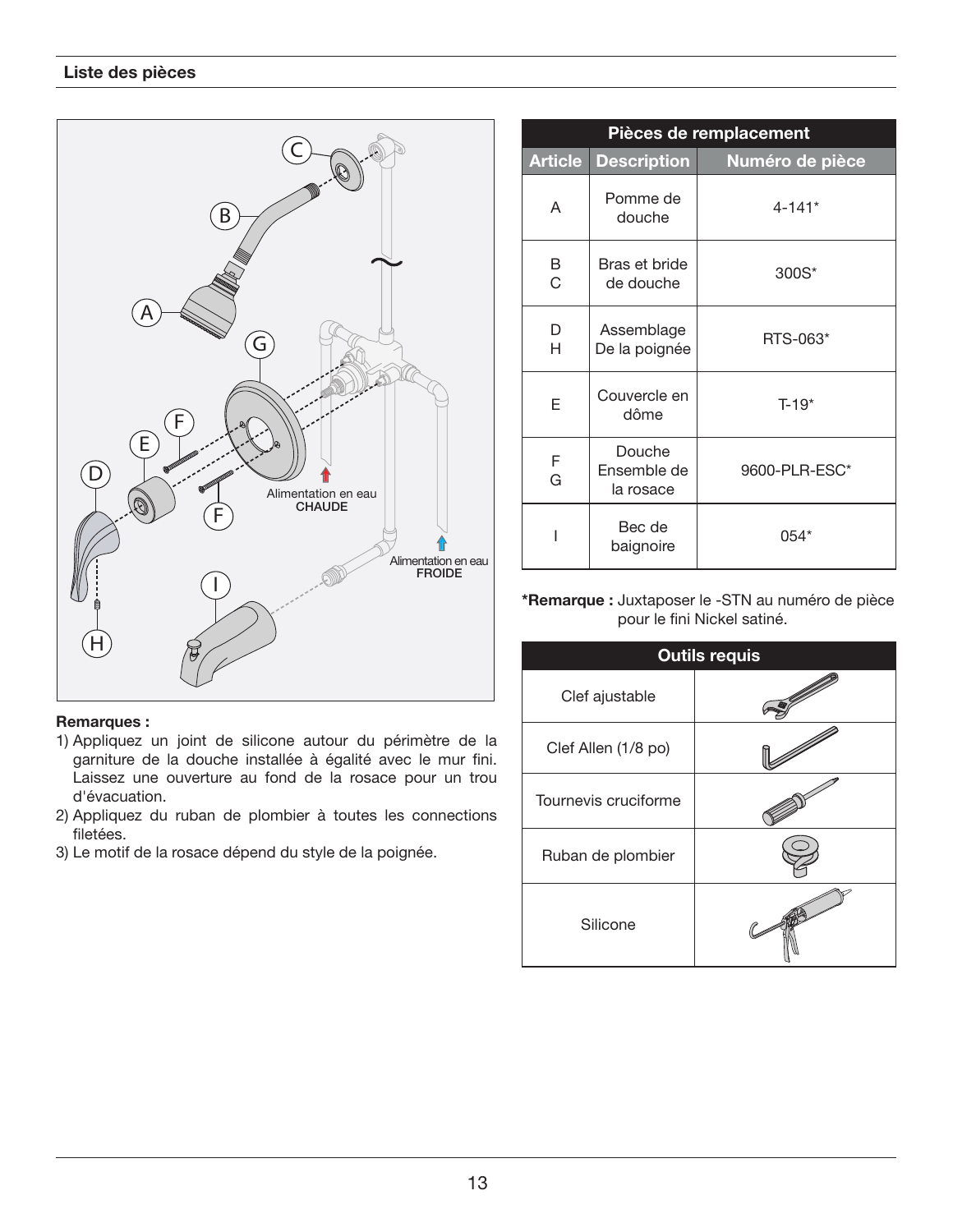## Liste des pièces

Alimentation en eau **CHAUDE**

Alimentation en eau **FROIDE**

**Remarques :**

1) Appliquez un joint de silicone autour du périmètre de la garniture de la douche installée à égalité avec le mur fini. Laissez une ouverture au fond de la rosace pour un trou d'évacuation.
2) Appliquez du ruban de plombier à toutes les connections filetées.
3) Le motif de la rosace dépend du style de la poignée.

| Pièces de remplacement | | |
|---|---|---|
| **Article** | **Description** | **Numéro de pièce** |
| A | Pomme de douche | 4-141* |
| B<br>C | Bras et bride de douche | 300S* |
| D<br>H | Assemblage De la poignée | RTS-063* |
| E | Couvercle en dôme | T-19* |
| F<br>G | Douche Ensemble de la rosace | 9600-PLR-ESC* |
| I | Bec de baignoire | 054* |

***Remarque :** Juxtaposer le -STN au numéro de pièce pour le fini Nickel satiné.

| Outils requis | |
|---|---|
| Clef ajustable | |
| Clef Allen (1/8 po) | |
| Tournevis cruciforme | |
| Ruban de plombier | |
| Silicone | |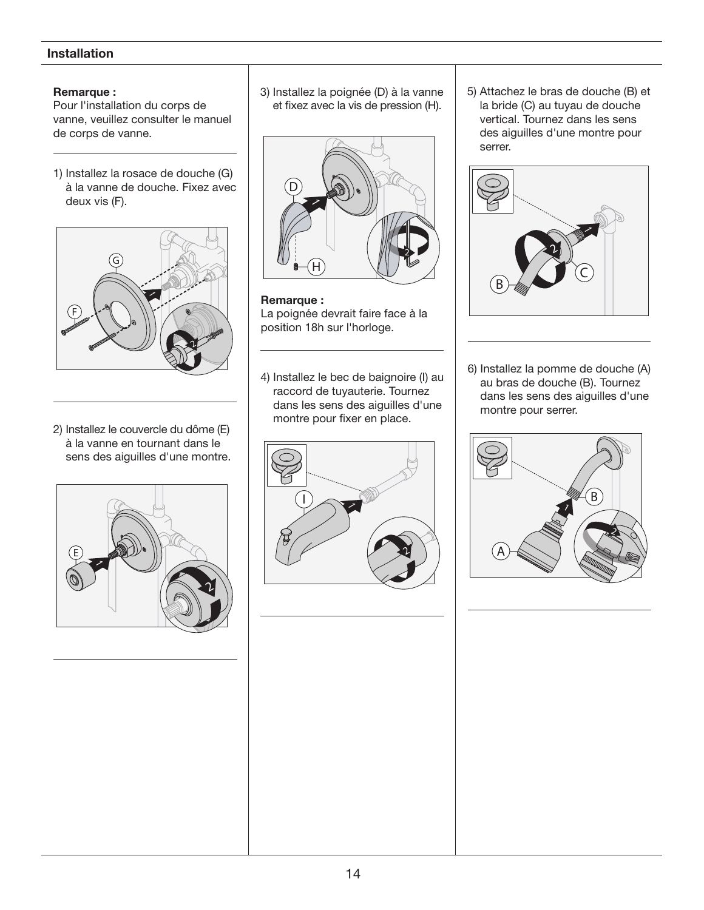## Installation

**Remarque :**
Pour l'installation du corps de vanne, veuillez consulter le manuel de corps de vanne.

1) Installez la rosace de douche (G) à la vanne de douche. Fixez avec deux vis (F).

2) Installez le couvercle du dôme (E) à la vanne en tournant dans le sens des aiguilles d'une montre.

3) Installez la poignée (D) à la vanne et fixez avec la vis de pression (H).

**Remarque :**
La poignée devrait faire face à la position 18h sur l'horloge.

4) Installez le bec de baignoire (I) au raccord de tuyauterie. Tournez dans les sens des aiguilles d'une montre pour fixer en place.

5) Attachez le bras de douche (B) et la bride (C) au tuyau de douche vertical. Tournez dans les sens des aiguilles d'une montre pour serrer.

6) Installez la pomme de douche (A) au bras de douche (B). Tournez dans les sens des aiguilles d'une montre pour serrer.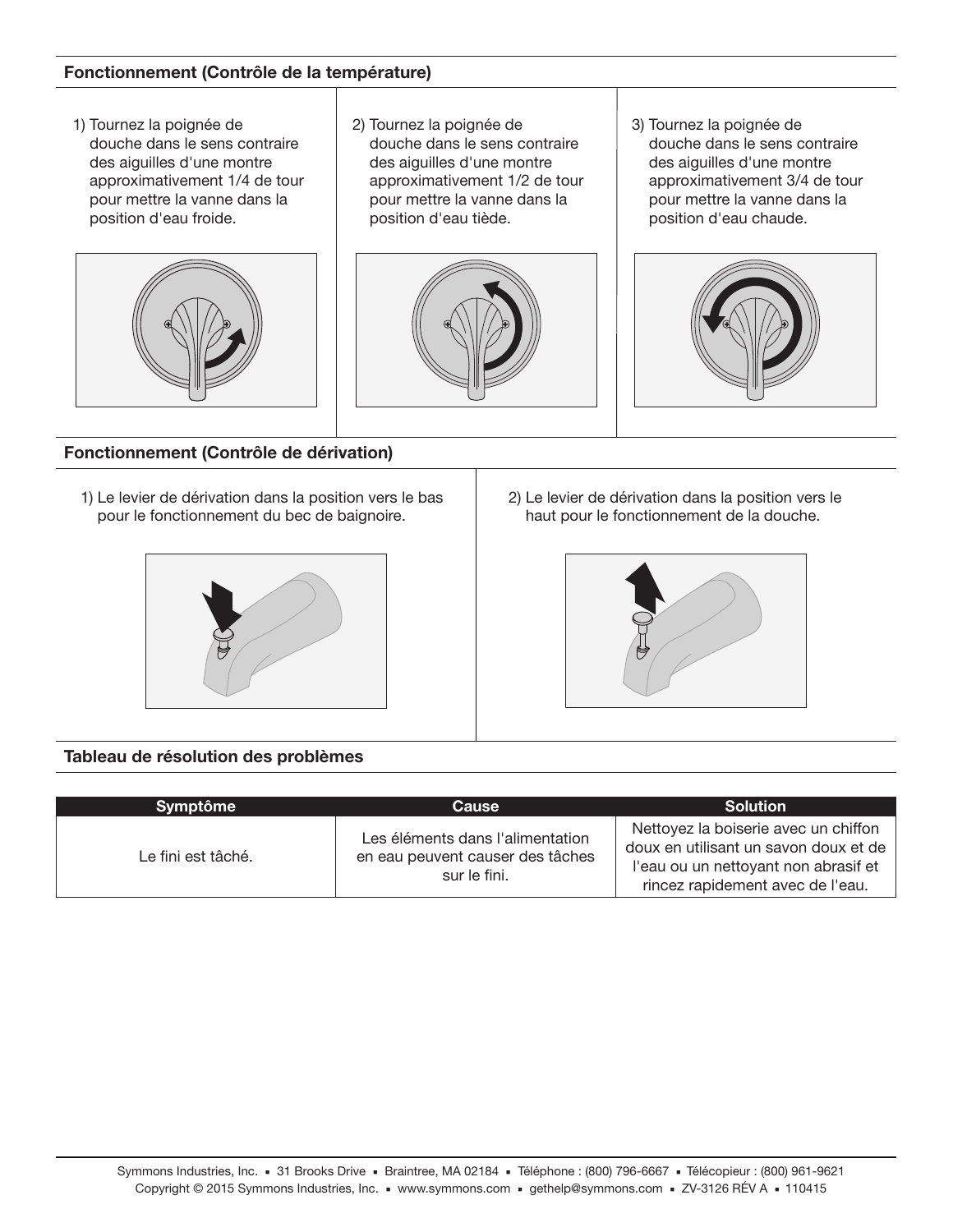## Fonctionnement (Contrôle de la température)

1) Tournez la poignée de douche dans le sens contraire des aiguilles d'une montre approximativement 1/4 de tour pour mettre la vanne dans la position d'eau froide.

2) Tournez la poignée de douche dans le sens contraire des aiguilles d'une montre approximativement 1/2 de tour pour mettre la vanne dans la position d'eau tiède.

3) Tournez la poignée de douche dans le sens contraire des aiguilles d'une montre approximativement 3/4 de tour pour mettre la vanne dans la position d'eau chaude.

## Fonctionnement (Contrôle de dérivation)

1) Le levier de dérivation dans la position vers le bas pour le fonctionnement du bec de baignoire.

2) Le levier de dérivation dans la position vers le haut pour le fonctionnement de la douche.

## Tableau de résolution des problèmes

| Symptôme | Cause | Solution |
|---|---|---|
| Le fini est tâché. | Les éléments dans l'alimentation en eau peuvent causer des tâches sur le fini. | Nettoyez la boiserie avec un chiffon doux en utilisant un savon doux et de l'eau ou un nettoyant non abrasif et rincez rapidement avec de l'eau. |

Symmons Industries, Inc. ▪ 31 Brooks Drive ▪ Braintree, MA 02184 ▪ Téléphone : (800) 796-6667 ▪ Télécopieur : (800) 961-9621
Copyright © 2015 Symmons Industries, Inc. ▪ www.symmons.com ▪ gethelp@symmons.com ▪ ZV-3126 RÉV A ▪ 110415